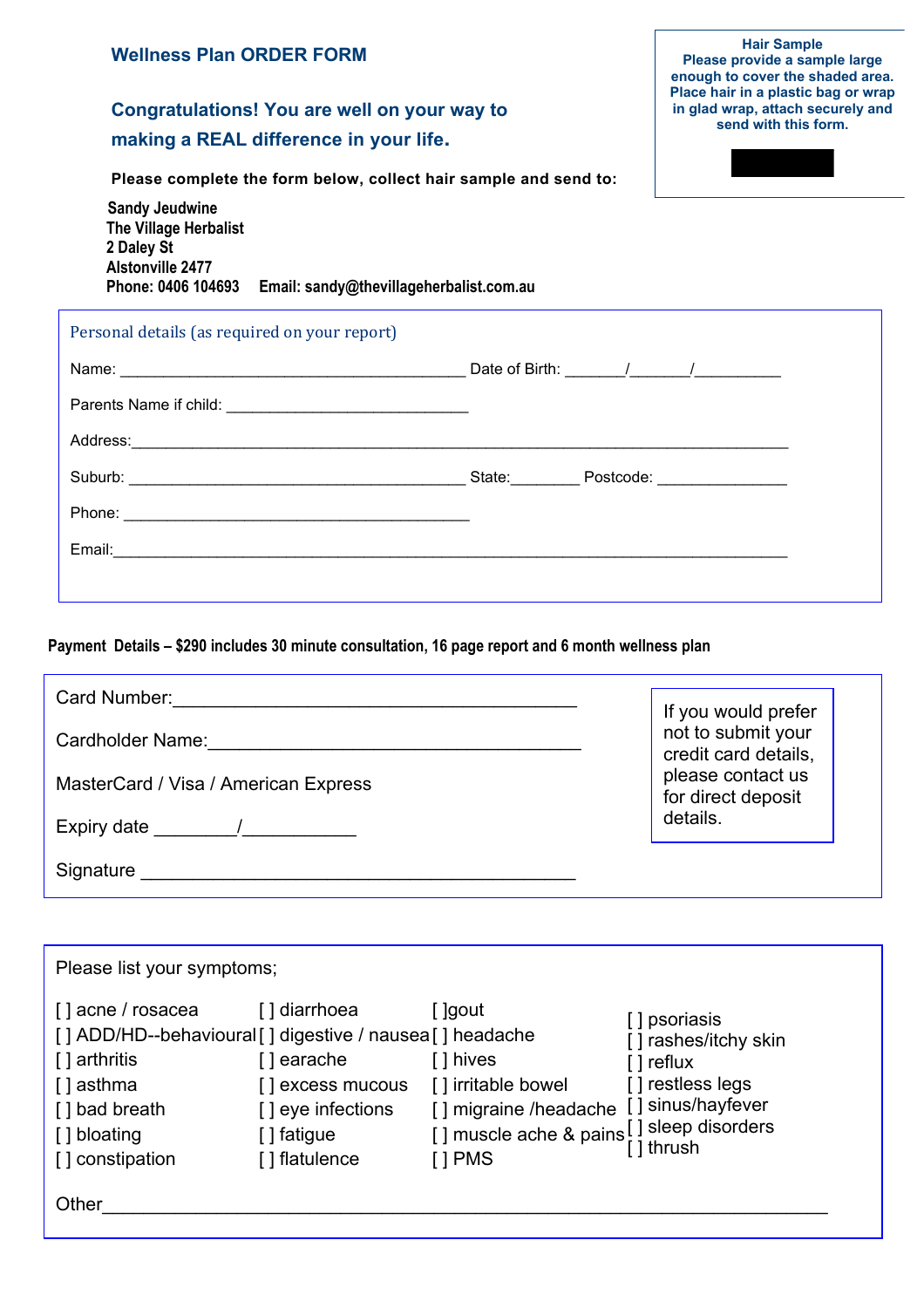# Wellness Plan ORDER FORM

**Hair Sample**
**Please provide a sample large enough to cover the shaded area. Place hair in a plastic bag or wrap in glad wrap, attach securely and send with this form.**

## Congratulations! You are well on your way to making a REAL difference in your life.

**Please complete the form below, collect hair sample and send to:**

**Sandy Jeudwine**
**The Village Herbalist**
**2 Daley St**
**Alstonville 2477**
**Phone: 0406 104693 Email: sandy@thevillageherbalist.com.au**

### Personal details (as required on your report)

Name: ________________________________________ Date of Birth: _______/_______/__________

Parents Name if child: ____________________________

Address:____________________________________________________________________________

Suburb: ________________________________________ State:________ Postcode: _______________

Phone: ________________________________________

Email:______________________________________________________________________________

**Payment Details – $290 includes 30 minute consultation, 16 page report and 6 month wellness plan**

Card Number:________________________________________

Cardholder Name:____________________________________

MasterCard / Visa / American Express

Expiry date ________/___________

Signature ____________________________________________

If you would prefer not to submit your credit card details, please contact us for direct deposit details.

Please list your symptoms;

[ ] acne / rosacea
[ ] ADD/HD--behavioural
[ ] arthritis
[ ] asthma
[ ] bad breath
[ ] bloating
[ ] constipation
[ ] diarrhoea
[ ] digestive / nausea
[ ] earache
[ ] excess mucous
[ ] eye infections
[ ] fatigue
[ ] flatulence
[ ]gout
[ ] headache
[ ] hives
[ ] irritable bowel
[ ] migraine /headache
[ ] muscle ache & pains
[ ] PMS
[ ] psoriasis
[ ] rashes/itchy skin
[ ] reflux
[ ] restless legs
[ ] sinus/hayfever
[ ] sleep disorders
[ ] thrush

Other___________________________________________________________________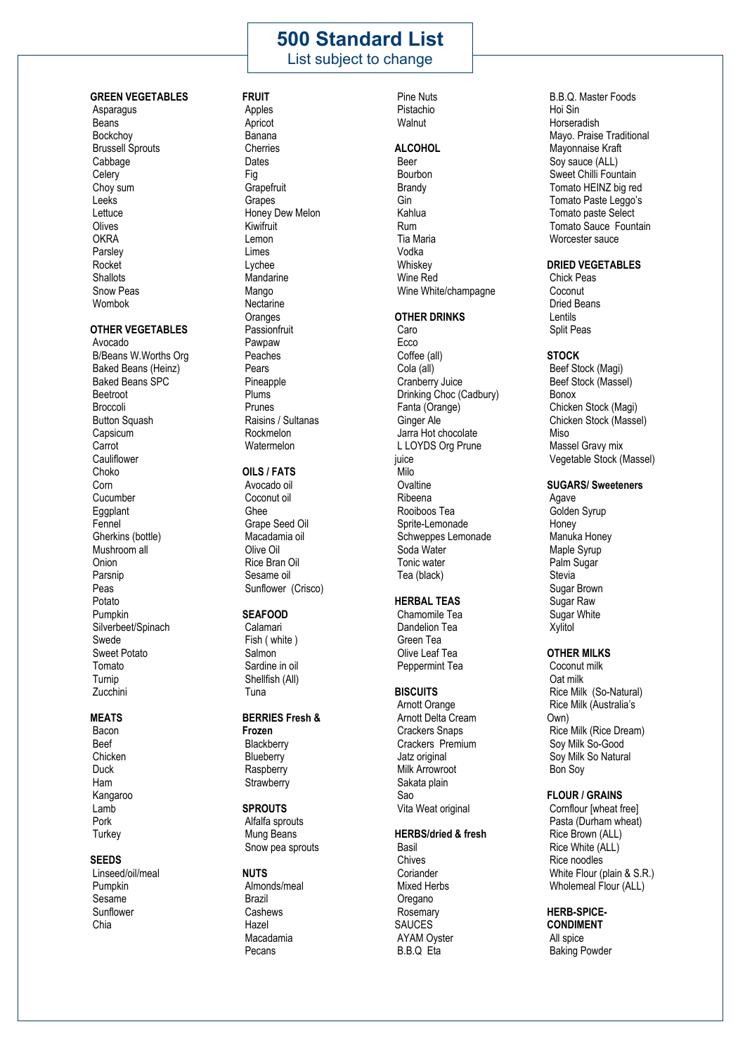# 500 Standard List

List subject to change

**GREEN VEGETABLES**
- Asparagus
- Beans
- Bockchoy
- Brussell Sprouts
- Cabbage
- Celery
- Choy sum
- Leeks
- Lettuce
- Olives
- OKRA
- Parsley
- Rocket
- Shallots
- Snow Peas
- Wombok

**OTHER VEGETABLES**
- Avocado
- B/Beans W.Worths Org
- Baked Beans (Heinz)
- Baked Beans SPC
- Beetroot
- Broccoli
- Button Squash
- Capsicum
- Carrot
- Cauliflower
- Choko
- Corn
- Cucumber
- Eggplant
- Fennel
- Gherkins (bottle)
- Mushroom all
- Onion
- Parsnip
- Peas
- Potato
- Pumpkin
- Silverbeet/Spinach
- Swede
- Sweet Potato
- Tomato
- Turnip
- Zucchini

**MEATS**
- Bacon
- Beef
- Chicken
- Duck
- Ham
- Kangaroo
- Lamb
- Pork
- Turkey

**SEEDS**
- Linseed/oil/meal
- Pumpkin
- Sesame
- Sunflower
- Chia

**FRUIT**
- Apples
- Apricot
- Banana
- Cherries
- Dates
- Fig
- Grapefruit
- Grapes
- Honey Dew Melon
- Kiwifruit
- Lemon
- Limes
- Lychee
- Mandarine
- Mango
- Nectarine
- Oranges
- Passionfruit
- Pawpaw
- Peaches
- Pears
- Pineapple
- Plums
- Prunes
- Raisins / Sultanas
- Rockmelon
- Watermelon

**OILS / FATS**
- Avocado oil
- Coconut oil
- Ghee
- Grape Seed Oil
- Macadamia oil
- Olive Oil
- Rice Bran Oil
- Sesame oil
- Sunflower (Crisco)

**SEAFOOD**
- Calamari
- Fish ( white )
- Salmon
- Sardine in oil
- Shellfish (All)
- Tuna

**BERRIES Fresh & Frozen**
- Blackberry
- Blueberry
- Raspberry
- Strawberry

**SPROUTS**
- Alfalfa sprouts
- Mung Beans
- Snow pea sprouts

**NUTS**
- Almonds/meal
- Brazil
- Cashews
- Hazel
- Macadamia
- Pecans
- Pine Nuts
- Pistachio
- Walnut

**ALCOHOL**
- Beer
- Bourbon
- Brandy
- Gin
- Kahlua
- Rum
- Tia Maria
- Vodka
- Whiskey
- Wine Red
- Wine White/champagne

**OTHER DRINKS**
- Caro
- Ecco
- Coffee (all)
- Cola (all)
- Cranberry Juice
- Drinking Choc (Cadbury)
- Fanta (Orange)
- Ginger Ale
- Jarra Hot chocolate
- L LOYDS Org Prune juice
- Milo
- Ovaltine
- Ribeena
- Rooiboos Tea
- Sprite-Lemonade
- Schweppes Lemonade
- Soda Water
- Tonic water
- Tea (black)

**HERBAL TEAS**
- Chamomile Tea
- Dandelion Tea
- Green Tea
- Olive Leaf Tea
- Peppermint Tea

**BISCUITS**
- Arnott Orange
- Arnott Delta Cream
- Crackers Snaps
- Crackers Premium
- Jatz original
- Milk Arrowroot
- Sakata plain
- Sao
- Vita Weat original

**HERBS/dried & fresh**
- Basil
- Chives
- Coriander
- Mixed Herbs
- Oregano
- Rosemary

SAUCES
- AYAM Oyster
- B.B.Q Eta
- B.B.Q. Master Foods
- Hoi Sin
- Horseradish
- Mayo. Praise Traditional
- Mayonnaise Kraft
- Soy sauce (ALL)
- Sweet Chilli Fountain
- Tomato HEINZ big red
- Tomato Paste Leggo's
- Tomato paste Select
- Tomato Sauce Fountain
- Worcester sauce

**DRIED VEGETABLES**
- Chick Peas
- Coconut
- Dried Beans
- Lentils
- Split Peas

**STOCK**
- Beef Stock (Magi)
- Beef Stock (Massel)
- Bonox
- Chicken Stock (Magi)
- Chicken Stock (Massel)
- Miso
- Massel Gravy mix
- Vegetable Stock (Massel)

**SUGARS/ Sweeteners**
- Agave
- Golden Syrup
- Honey
- Manuka Honey
- Maple Syrup
- Palm Sugar
- Stevia
- Sugar Brown
- Sugar Raw
- Sugar White
- Xylitol

**OTHER MILKS**
- Coconut milk
- Oat milk
- Rice Milk (So-Natural)
- Rice Milk (Australia's Own)
- Rice Milk (Rice Dream)
- Soy Milk So-Good
- Soy Milk So Natural
- Bon Soy

**FLOUR / GRAINS**
- Cornflour [wheat free]
- Pasta (Durham wheat)
- Rice Brown (ALL)
- Rice White (ALL)
- Rice noodles
- White Flour (plain & S.R.)
- Wholemeal Flour (ALL)

**HERB-SPICE-CONDIMENT**
- All spice
- Baking Powder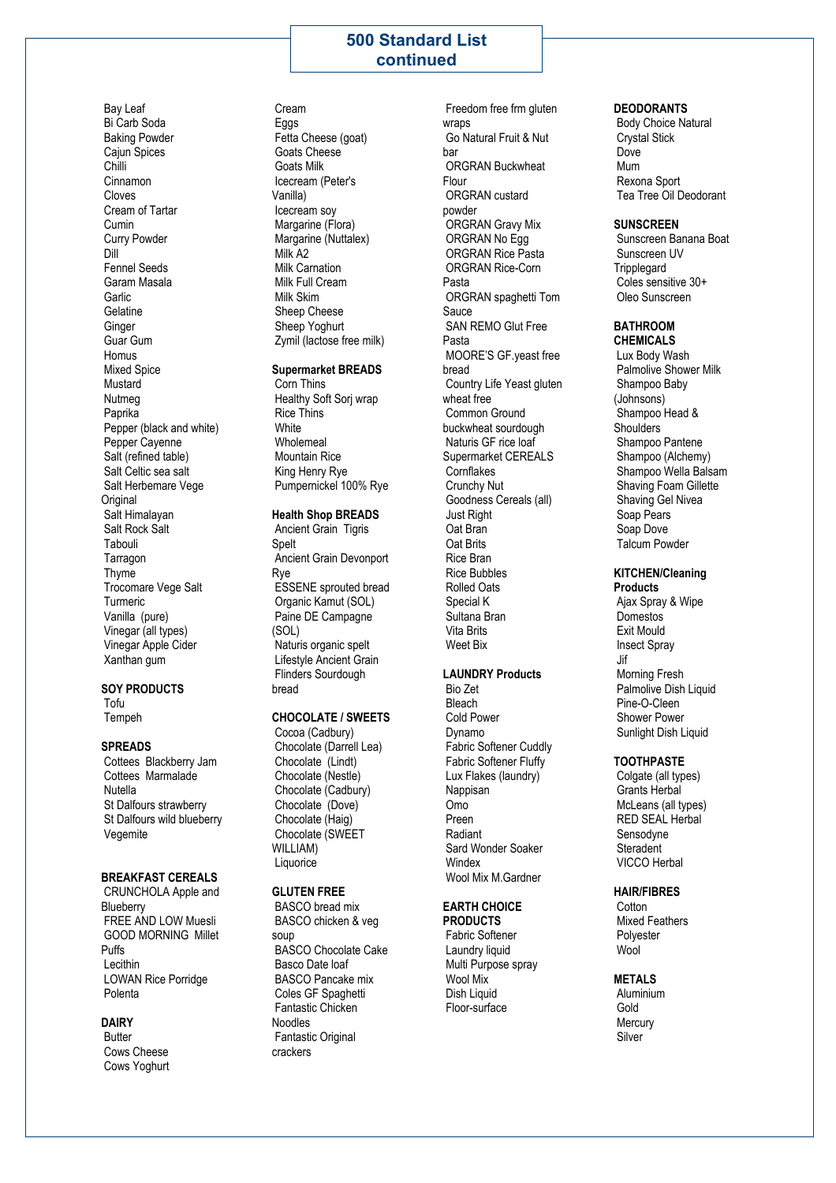# 500 Standard List continued

Bay Leaf
Bi Carb Soda
Baking Powder
Cajun Spices
Chilli
Cinnamon
Cloves
Cream of Tartar
Cumin
Curry Powder
Dill
Fennel Seeds
Garam Masala
Garlic
Gelatine
Ginger
Guar Gum
Homus
Mixed Spice
Mustard
Nutmeg
Paprika
Pepper (black and white)
Pepper Cayenne
Salt (refined table)
Salt Celtic sea salt
Salt Herbemare Vege Original
Salt Himalayan
Salt Rock Salt
Tabouli
Tarragon
Thyme
Trocomare Vege Salt
Turmeric
Vanilla (pure)
Vinegar (all types)
Vinegar Apple Cider
Xanthan gum

**SOY PRODUCTS**
Tofu
Tempeh

**SPREADS**
Cottees Blackberry Jam
Cottees Marmalade
Nutella
St Dalfours strawberry
St Dalfours wild blueberry
Vegemite

**BREAKFAST CEREALS**
CRUNCHOLA Apple and Blueberry
FREE AND LOW Muesli
GOOD MORNING Millet Puffs
Lecithin
LOWAN Rice Porridge
Polenta

**DAIRY**
Butter
Cows Cheese
Cows Yoghurt
Cream
Eggs
Fetta Cheese (goat)
Goats Cheese
Goats Milk
Icecream (Peter's Vanilla)
Icecream soy
Margarine (Flora)
Margarine (Nuttalex)
Milk A2
Milk Carnation
Milk Full Cream
Milk Skim
Sheep Cheese
Sheep Yoghurt
Zymil (lactose free milk)

**Supermarket BREADS**
Corn Thins
Healthy Soft Sorj wrap
Rice Thins
White
Wholemeal
Mountain Rice
King Henry Rye
Pumpernickel 100% Rye

**Health Shop BREADS**
Ancient Grain Tigris Spelt
Ancient Grain Devonport Rye
ESSENE sprouted bread
Organic Kamut (SOL)
Paine DE Campagne (SOL)
Naturis organic spelt
Lifestyle Ancient Grain
Flinders Sourdough bread

**CHOCOLATE / SWEETS**
Cocoa (Cadbury)
Chocolate (Darrell Lea)
Chocolate (Lindt)
Chocolate (Nestle)
Chocolate (Cadbury)
Chocolate (Dove)
Chocolate (Haig)
Chocolate (SWEET WILLIAM)
Liquorice

**GLUTEN FREE**
BASCO bread mix
BASCO chicken & veg soup
BASCO Chocolate Cake
Basco Date loaf
BASCO Pancake mix
Coles GF Spaghetti
Fantastic Chicken Noodles
Fantastic Original crackers
Freedom free frm gluten wraps
Go Natural Fruit & Nut bar
ORGRAN Buckwheat Flour
ORGRAN custard powder
ORGRAN Gravy Mix
ORGRAN No Egg
ORGRAN Rice Pasta
ORGRAN Rice-Corn Pasta
ORGRAN spaghetti Tom Sauce
SAN REMO Glut Free Pasta
MOORE'S GF.yeast free bread
Country Life Yeast gluten wheat free
Common Ground buckwheat sourdough
Naturis GF rice loaf

Supermarket CEREALS
Cornflakes
Crunchy Nut
Goodness Cereals (all)
Just Right
Oat Bran
Oat Brits
Rice Bran
Rice Bubbles
Rolled Oats
Special K
Sultana Bran
Vita Brits
Weet Bix

**LAUNDRY Products**
Bio Zet
Bleach
Cold Power
Dynamo
Fabric Softener Cuddly
Fabric Softener Fluffy
Lux Flakes (laundry)
Nappisan
Omo
Preen
Radiant
Sard Wonder Soaker
Windex
Wool Mix M.Gardner

**EARTH CHOICE PRODUCTS**
Fabric Softener
Laundry liquid
Multi Purpose spray
Wool Mix
Dish Liquid
Floor-surface

**DEODORANTS**
Body Choice Natural
Crystal Stick
Dove
Mum
Rexona Sport
Tea Tree Oil Deodorant

**SUNSCREEN**
Sunscreen Banana Boat
Sunscreen UV Tripplegard
Coles sensitive 30+
Oleo Sunscreen

**BATHROOM CHEMICALS**
Lux Body Wash
Palmolive Shower Milk
Shampoo Baby (Johnsons)
Shampoo Head & Shoulders
Shampoo Pantene
Shampoo (Alchemy)
Shampoo Wella Balsam
Shaving Foam Gillette
Shaving Gel Nivea
Soap Pears
Soap Dove
Talcum Powder

**KITCHEN/Cleaning Products**
Ajax Spray & Wipe
Domestos
Exit Mould
Insect Spray
Jif
Morning Fresh
Palmolive Dish Liquid
Pine-O-Cleen
Shower Power
Sunlight Dish Liquid

**TOOTHPASTE**
Colgate (all types)
Grants Herbal
McLeans (all types)
RED SEAL Herbal
Sensodyne
Steradent
VICCO Herbal

**HAIR/FIBRES**
Cotton
Mixed Feathers
Polyester
Wool

**METALS**
Aluminium
Gold
Mercury
Silver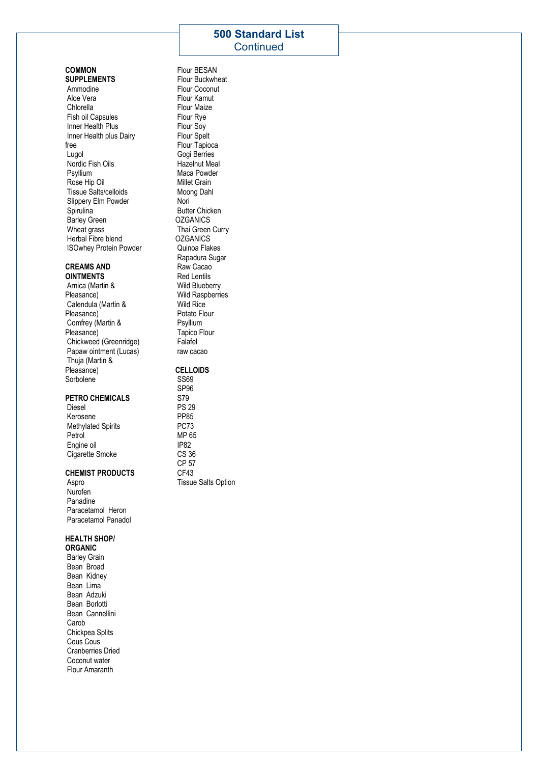# 500 Standard List
Continued

**COMMON SUPPLEMENTS**

- Ammodine
- Aloe Vera
- Chlorella
- Fish oil Capsules
- Inner Health Plus
- Inner Health plus Dairy free
- Lugol
- Nordic Fish Oils
- Psyllium
- Rose Hip Oil
- Tissue Salts/celloids
- Slippery Elm Powder
- Spirulina
- Barley Green
- Wheat grass
- Herbal Fibre blend
- ISOwhey Protein Powder

**CREAMS AND OINTMENTS**

- Arnica (Martin & Pleasance)
- Calendula (Martin & Pleasance)
- Comfrey (Martin & Pleasance)
- Chickweed (Greenridge)
- Papaw ointment (Lucas)
- Thuja (Martin & Pleasance)
- Sorbolene

**PETRO CHEMICALS**

- Diesel
- Kerosene
- Methylated Spirits
- Petrol
- Engine oil
- Cigarette Smoke

**CHEMIST PRODUCTS**

- Aspro
- Nurofen
- Panadine
- Paracetamol Heron
- Paracetamol Panadol

**HEALTH SHOP/ ORGANIC**

- Barley Grain
- Bean Broad
- Bean Kidney
- Bean Lima
- Bean Adzuki
- Bean Borlotti
- Bean Cannellini
- Carob
- Chickpea Splits
- Cous Cous
- Cranberries Dried
- Coconut water
- Flour Amaranth
- Flour BESAN
- Flour Buckwheat
- Flour Coconut
- Flour Kamut
- Flour Maize
- Flour Rye
- Flour Soy
- Flour Spelt
- Flour Tapioca
- Gogi Berries
- Hazelnut Meal
- Maca Powder
- Millet Grain
- Moong Dahl
- Nori
- Butter Chicken OZGANICS
- Thai Green Curry OZGANICS
- Quinoa Flakes
- Rapadura Sugar
- Raw Cacao
- Red Lentils
- Wild Blueberry
- Wild Raspberries
- Wild Rice
- Potato Flour
- Psyllium
- Tapico Flour
- Falafel
- raw cacao

**CELLOIDS**

- SS69
- SP96
- S79
- PS 29
- PP85
- PC73
- MP 65
- IP82
- CS 36
- CP 57
- CF43
- Tissue Salts Option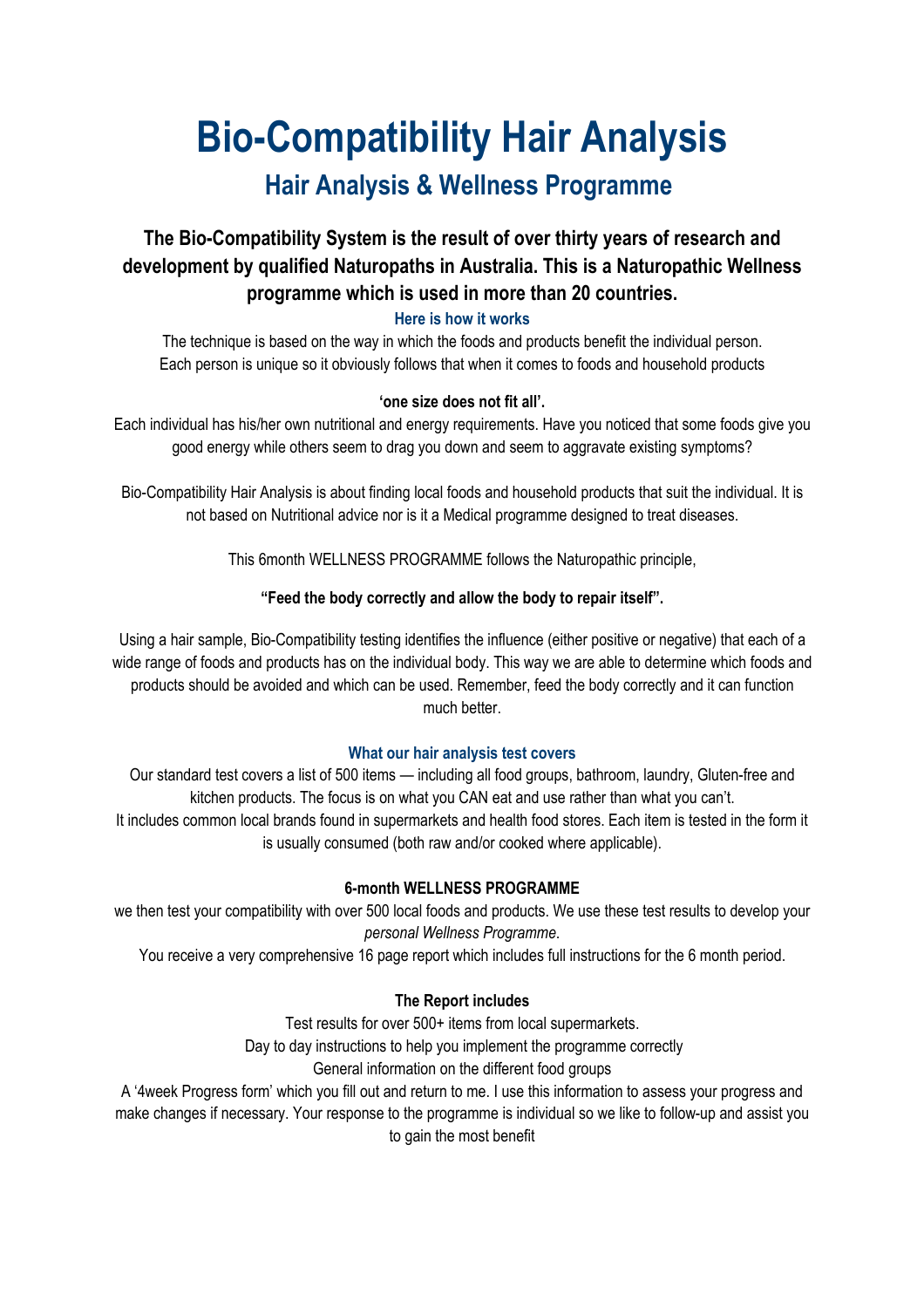# Bio-Compatibility Hair Analysis

## Hair Analysis & Wellness Programme

### The Bio-Compatibility System is the result of over thirty years of research and development by qualified Naturopaths in Australia. This is a Naturopathic Wellness programme which is used in more than 20 countries.

#### Here is how it works

The technique is based on the way in which the foods and products benefit the individual person. Each person is unique so it obviously follows that when it comes to foods and household products

**'one size does not fit all'.**

Each individual has his/her own nutritional and energy requirements. Have you noticed that some foods give you good energy while others seem to drag you down and seem to aggravate existing symptoms?

Bio-Compatibility Hair Analysis is about finding local foods and household products that suit the individual. It is not based on Nutritional advice nor is it a Medical programme designed to treat diseases.

This 6month WELLNESS PROGRAMME follows the Naturopathic principle,

**"Feed the body correctly and allow the body to repair itself".**

Using a hair sample, Bio-Compatibility testing identifies the influence (either positive or negative) that each of a wide range of foods and products has on the individual body. This way we are able to determine which foods and products should be avoided and which can be used. Remember, feed the body correctly and it can function much better.

#### What our hair analysis test covers

Our standard test covers a list of 500 items — including all food groups, bathroom, laundry, Gluten-free and kitchen products. The focus is on what you CAN eat and use rather than what you can't.
It includes common local brands found in supermarkets and health food stores. Each item is tested in the form it is usually consumed (both raw and/or cooked where applicable).

**6-month WELLNESS PROGRAMME**

we then test your compatibility with over 500 local foods and products. We use these test results to develop your *personal Wellness Programme.*
You receive a very comprehensive 16 page report which includes full instructions for the 6 month period.

**The Report includes**

Test results for over 500+ items from local supermarkets.
Day to day instructions to help you implement the programme correctly
General information on the different food groups
A '4week Progress form' which you fill out and return to me. I use this information to assess your progress and make changes if necessary. Your response to the programme is individual so we like to follow-up and assist you to gain the most benefit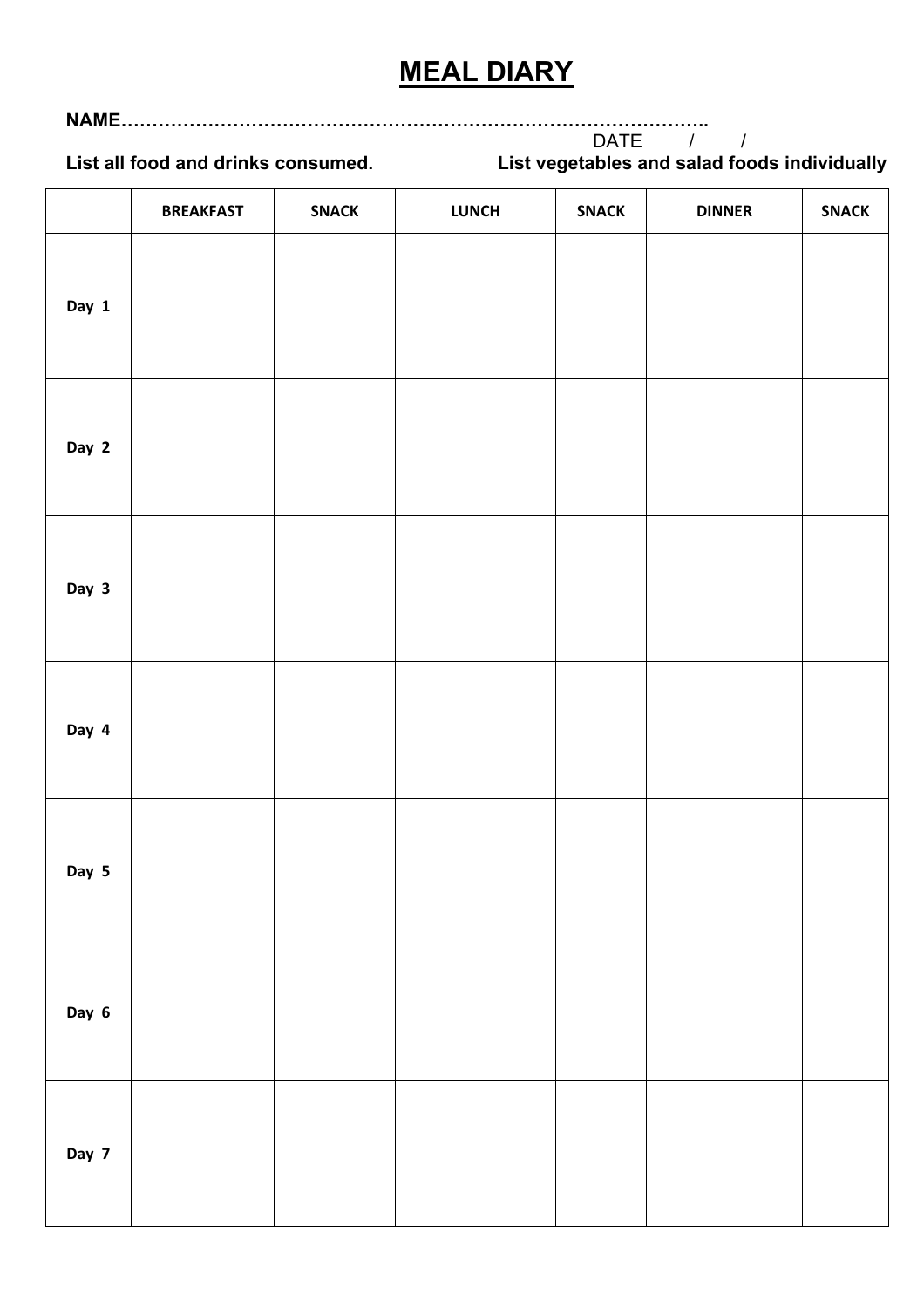# MEAL DIARY

**NAME……………………………………………………………………………………..**

DATE / /

**List all food and drinks consumed.** **List vegetables and salad foods individually**

| | BREAKFAST | SNACK | LUNCH | SNACK | DINNER | SNACK |
|---|---|---|---|---|---|---|
| Day 1 | | | | | | |
| Day 2 | | | | | | |
| Day 3 | | | | | | |
| Day 4 | | | | | | |
| Day 5 | | | | | | |
| Day 6 | | | | | | |
| Day 7 | | | | | | |